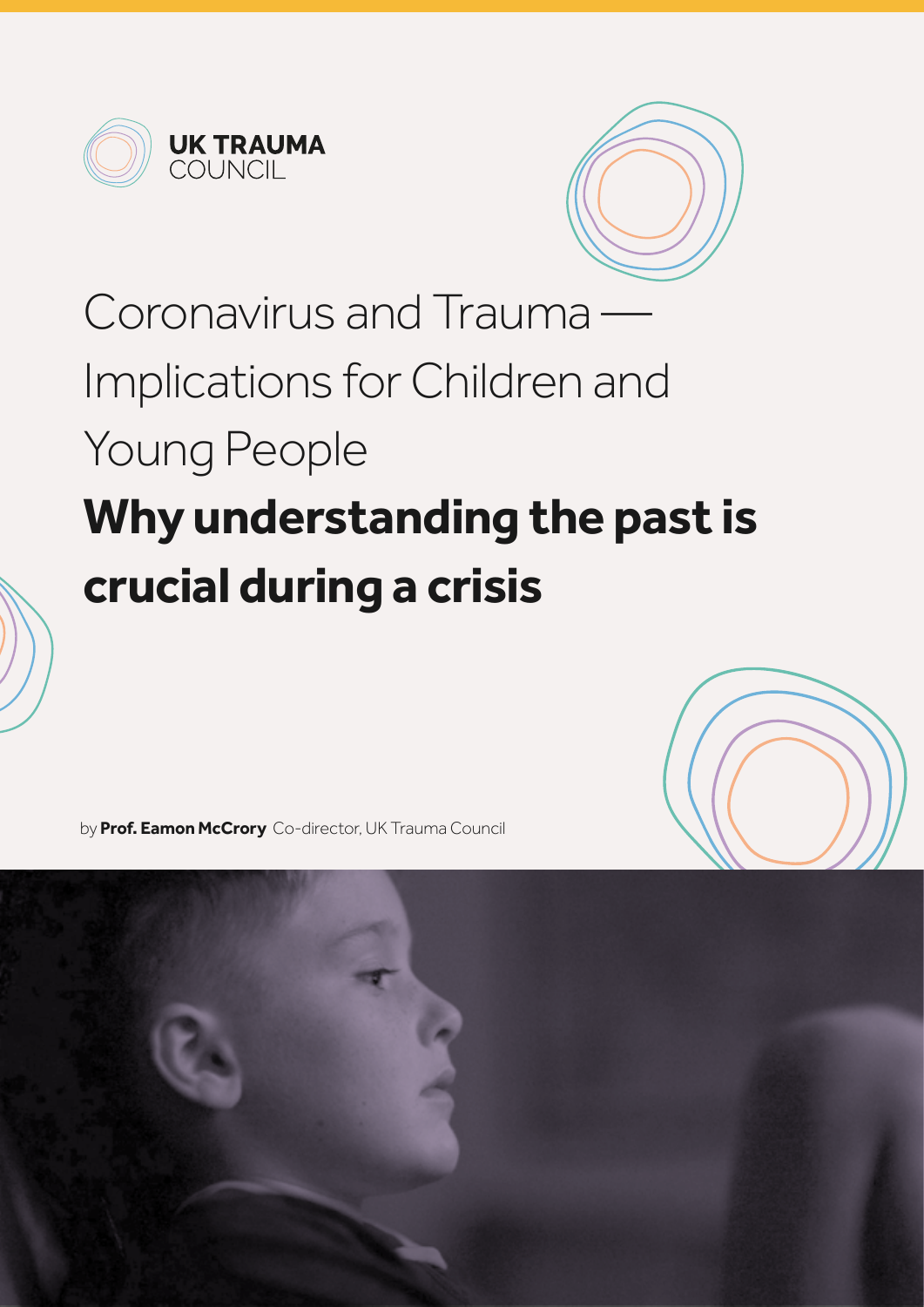UK TRAUMA COUNCIL

# Coronavirus and Trauma — Implications for Children and Young People

## **Why understanding the past is crucial during a crisis**

by **Prof. Eamon McCrory** Co-director, UK Trauma Council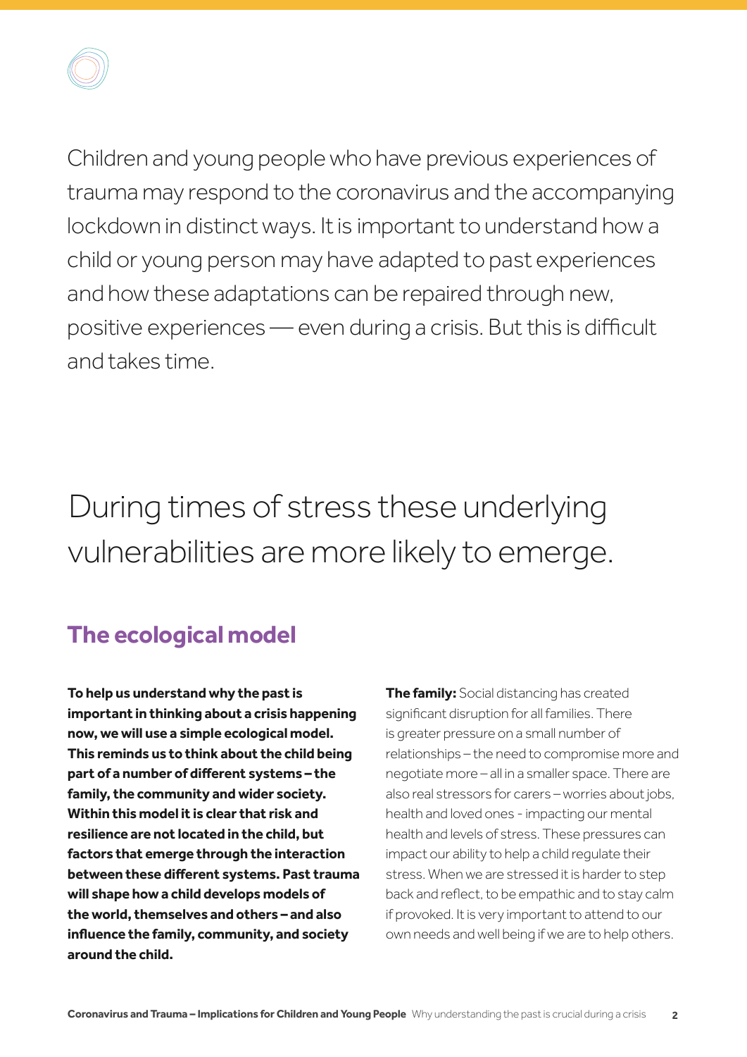Children and young people who have previous experiences of trauma may respond to the coronavirus and the accompanying lockdown in distinct ways. It is important to understand how a child or young person may have adapted to past experiences and how these adaptations can be repaired through new, positive experiences — even during a crisis. But this is difficult and takes time.

During times of stress these underlying vulnerabilities are more likely to emerge.

## The ecological model

**To help us understand why the past is important in thinking about a crisis happening now, we will use a simple ecological model. This reminds us to think about the child being part of a number of different systems – the family, the community and wider society. Within this model it is clear that risk and resilience are not located in the child, but factors that emerge through the interaction between these different systems. Past trauma will shape how a child develops models of the world, themselves and others – and also influence the family, community, and society around the child.**

**The family:** Social distancing has created significant disruption for all families. There is greater pressure on a small number of relationships – the need to compromise more and negotiate more – all in a smaller space. There are also real stressors for carers – worries about jobs, health and loved ones - impacting our mental health and levels of stress. These pressures can impact our ability to help a child regulate their stress. When we are stressed it is harder to step back and reflect, to be empathic and to stay calm if provoked. It is very important to attend to our own needs and well being if we are to help others.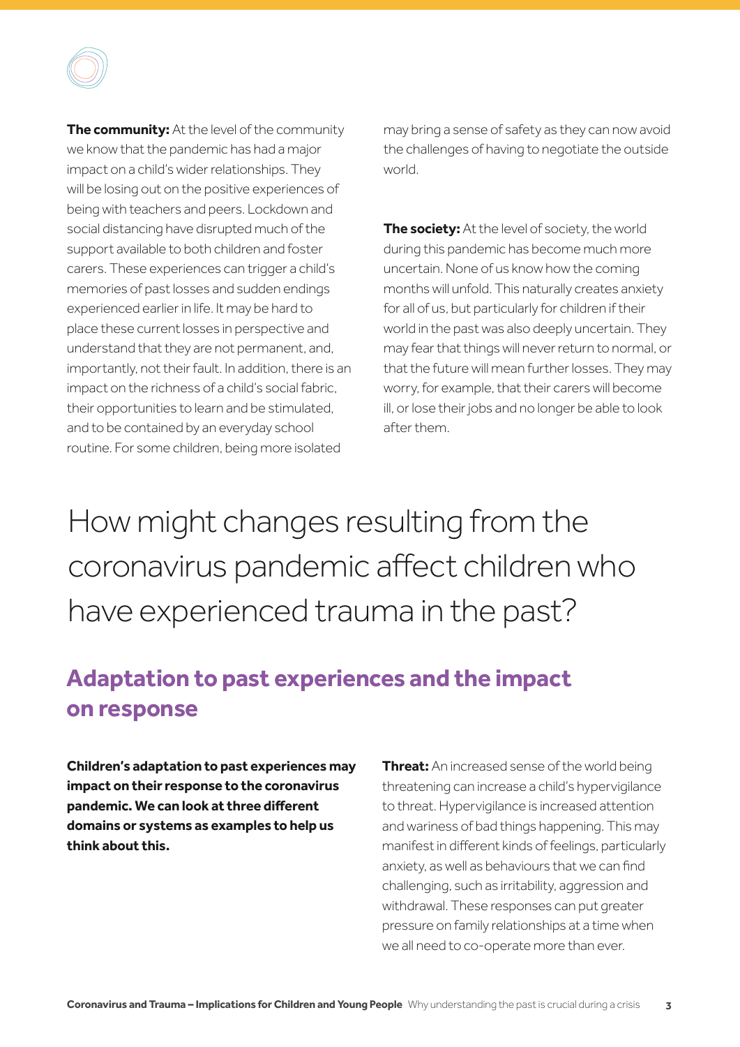**The community:** At the level of the community we know that the pandemic has had a major impact on a child's wider relationships. They will be losing out on the positive experiences of being with teachers and peers. Lockdown and social distancing have disrupted much of the support available to both children and foster carers. These experiences can trigger a child's memories of past losses and sudden endings experienced earlier in life. It may be hard to place these current losses in perspective and understand that they are not permanent, and, importantly, not their fault. In addition, there is an impact on the richness of a child's social fabric, their opportunities to learn and be stimulated, and to be contained by an everyday school routine. For some children, being more isolated may bring a sense of safety as they can now avoid the challenges of having to negotiate the outside world.

**The society:** At the level of society, the world during this pandemic has become much more uncertain. None of us know how the coming months will unfold. This naturally creates anxiety for all of us, but particularly for children if their world in the past was also deeply uncertain. They may fear that things will never return to normal, or that the future will mean further losses. They may worry, for example, that their carers will become ill, or lose their jobs and no longer be able to look after them.

# How might changes resulting from the coronavirus pandemic affect children who have experienced trauma in the past?

## Adaptation to past experiences and the impact on response

**Children's adaptation to past experiences may impact on their response to the coronavirus pandemic. We can look at three different domains or systems as examples to help us think about this.**

**Threat:** An increased sense of the world being threatening can increase a child's hypervigilance to threat. Hypervigilance is increased attention and wariness of bad things happening. This may manifest in different kinds of feelings, particularly anxiety, as well as behaviours that we can find challenging, such as irritability, aggression and withdrawal. These responses can put greater pressure on family relationships at a time when we all need to co-operate more than ever.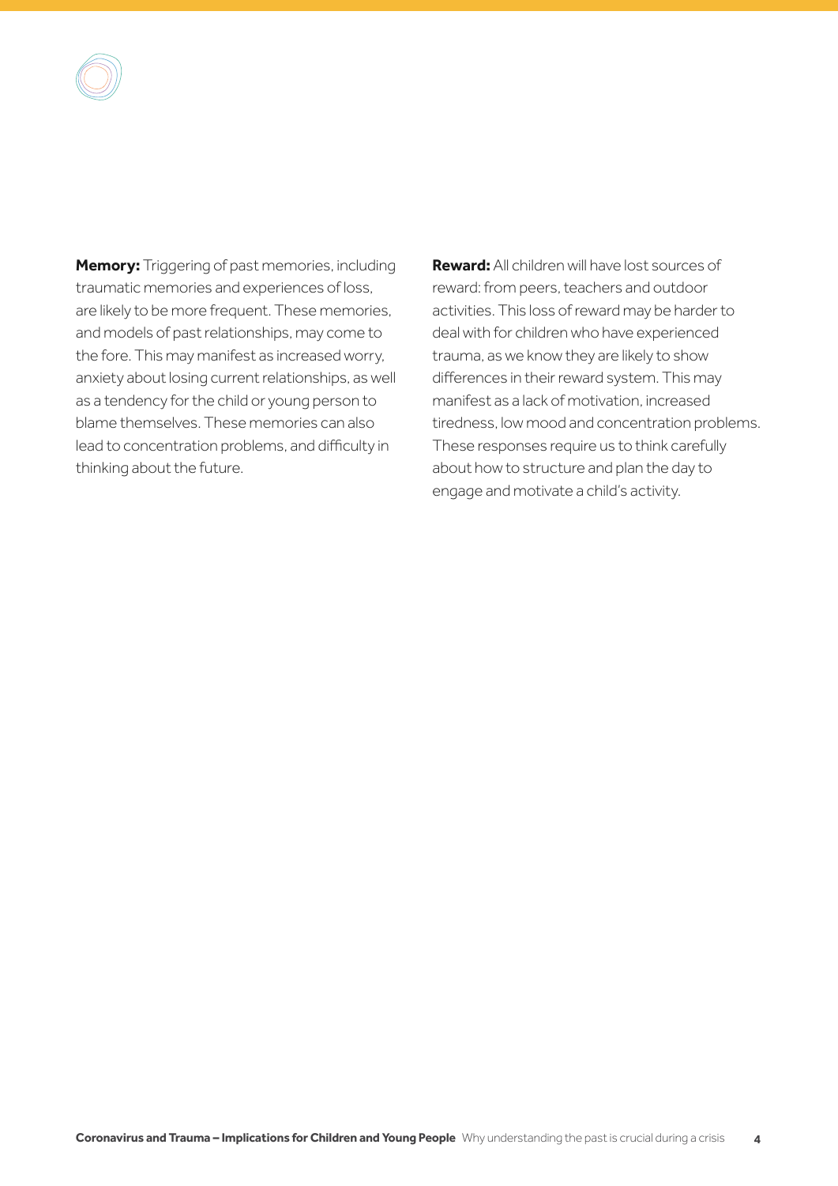**Memory:** Triggering of past memories, including traumatic memories and experiences of loss, are likely to be more frequent. These memories, and models of past relationships, may come to the fore. This may manifest as increased worry, anxiety about losing current relationships, as well as a tendency for the child or young person to blame themselves. These memories can also lead to concentration problems, and difficulty in thinking about the future.

**Reward:** All children will have lost sources of reward: from peers, teachers and outdoor activities. This loss of reward may be harder to deal with for children who have experienced trauma, as we know they are likely to show differences in their reward system. This may manifest as a lack of motivation, increased tiredness, low mood and concentration problems. These responses require us to think carefully about how to structure and plan the day to engage and motivate a child's activity.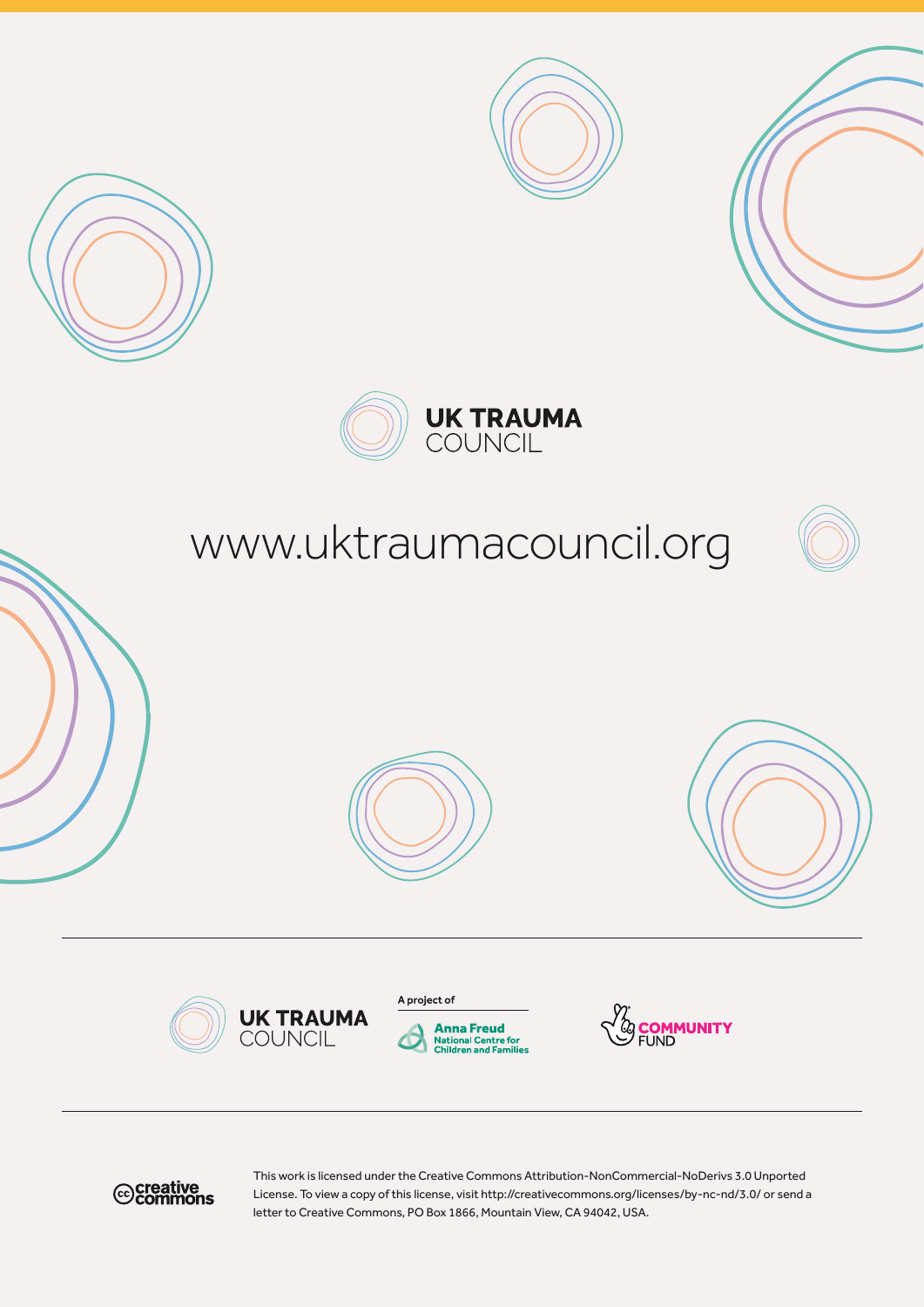UK TRAUMA COUNCIL

www.uktraumacouncil.org

UK TRAUMA COUNCIL

A project of

Anna Freud National Centre for Children and Families

COMMUNITY FUND

creative commons

This work is licensed under the Creative Commons Attribution-NonCommercial-NoDerivs 3.0 Unported License. To view a copy of this license, visit http://creativecommons.org/licenses/by-nc-nd/3.0/ or send a letter to Creative Commons, PO Box 1866, Mountain View, CA 94042, USA.